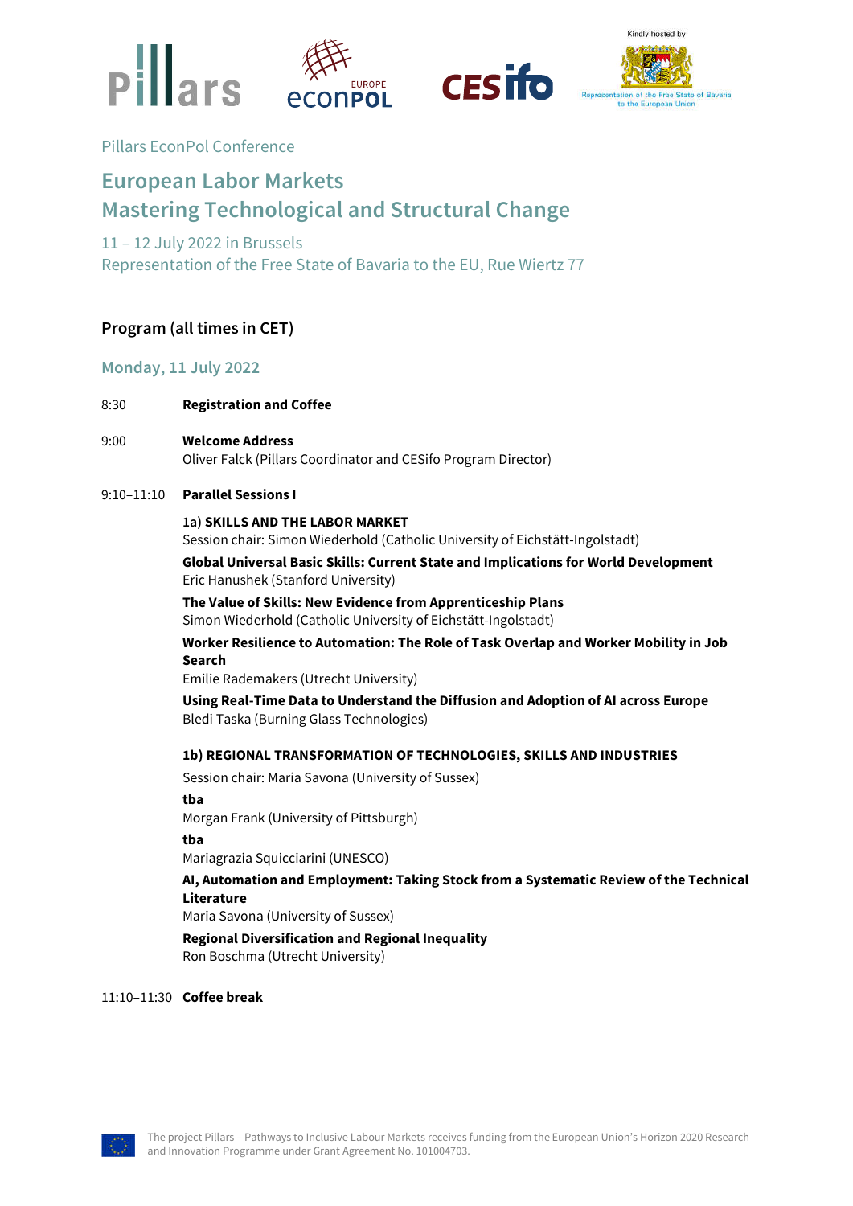Kindly hosted by

Representation of the Free State of Bavaria to the European Union

Pillars EconPol Conference

# European Labor Markets
# Mastering Technological and Structural Change

11 – 12 July 2022 in Brussels
Representation of the Free State of Bavaria to the EU, Rue Wiertz 77

## Program (all times in CET)

### Monday, 11 July 2022

8:30 **Registration and Coffee**

9:00 **Welcome Address**
Oliver Falck (Pillars Coordinator and CESifo Program Director)

9:10–11:10 **Parallel Sessions I**

1a) **SKILLS AND THE LABOR MARKET**
Session chair: Simon Wiederhold (Catholic University of Eichstätt-Ingolstadt)

**Global Universal Basic Skills: Current State and Implications for World Development**
Eric Hanushek (Stanford University)

**The Value of Skills: New Evidence from Apprenticeship Plans**
Simon Wiederhold (Catholic University of Eichstätt-Ingolstadt)

**Worker Resilience to Automation: The Role of Task Overlap and Worker Mobility in Job Search**
Emilie Rademakers (Utrecht University)

**Using Real-Time Data to Understand the Diffusion and Adoption of AI across Europe**
Bledi Taska (Burning Glass Technologies)

**1b) REGIONAL TRANSFORMATION OF TECHNOLOGIES, SKILLS AND INDUSTRIES**

Session chair: Maria Savona (University of Sussex)

**tba**
Morgan Frank (University of Pittsburgh)

**tba**
Mariagrazia Squicciarini (UNESCO)

**AI, Automation and Employment: Taking Stock from a Systematic Review of the Technical Literature**
Maria Savona (University of Sussex)

**Regional Diversification and Regional Inequality**
Ron Boschma (Utrecht University)

11:10–11:30 **Coffee break**

The project Pillars – Pathways to Inclusive Labour Markets receives funding from the European Union's Horizon 2020 Research and Innovation Programme under Grant Agreement No. 101004703.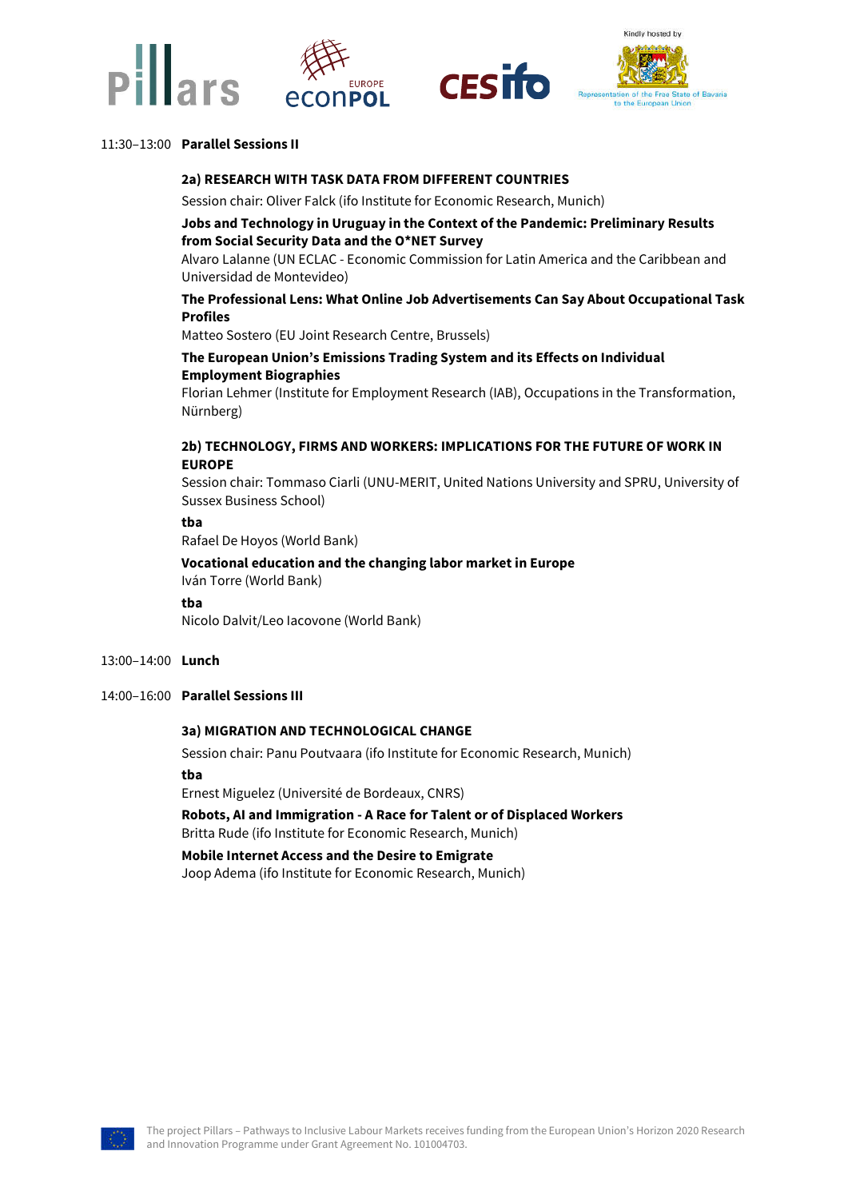11:30–13:00 **Parallel Sessions II**

**2a) RESEARCH WITH TASK DATA FROM DIFFERENT COUNTRIES**

Session chair: Oliver Falck (ifo Institute for Economic Research, Munich)

**Jobs and Technology in Uruguay in the Context of the Pandemic: Preliminary Results from Social Security Data and the O*NET Survey**
Alvaro Lalanne (UN ECLAC - Economic Commission for Latin America and the Caribbean and Universidad de Montevideo)

**The Professional Lens: What Online Job Advertisements Can Say About Occupational Task Profiles**
Matteo Sostero (EU Joint Research Centre, Brussels)

**The European Union's Emissions Trading System and its Effects on Individual Employment Biographies**
Florian Lehmer (Institute for Employment Research (IAB), Occupations in the Transformation, Nürnberg)

**2b) TECHNOLOGY, FIRMS AND WORKERS: IMPLICATIONS FOR THE FUTURE OF WORK IN EUROPE**
Session chair: Tommaso Ciarli (UNU-MERIT, United Nations University and SPRU, University of Sussex Business School)

**tba**
Rafael De Hoyos (World Bank)

**Vocational education and the changing labor market in Europe**
Iván Torre (World Bank)

**tba**
Nicolo Dalvit/Leo Iacovone (World Bank)

13:00–14:00 **Lunch**

14:00–16:00 **Parallel Sessions III**

**3a) MIGRATION AND TECHNOLOGICAL CHANGE**

Session chair: Panu Poutvaara (ifo Institute for Economic Research, Munich)

**tba**
Ernest Miguelez (Université de Bordeaux, CNRS)

**Robots, AI and Immigration - A Race for Talent or of Displaced Workers**
Britta Rude (ifo Institute for Economic Research, Munich)

**Mobile Internet Access and the Desire to Emigrate**
Joop Adema (ifo Institute for Economic Research, Munich)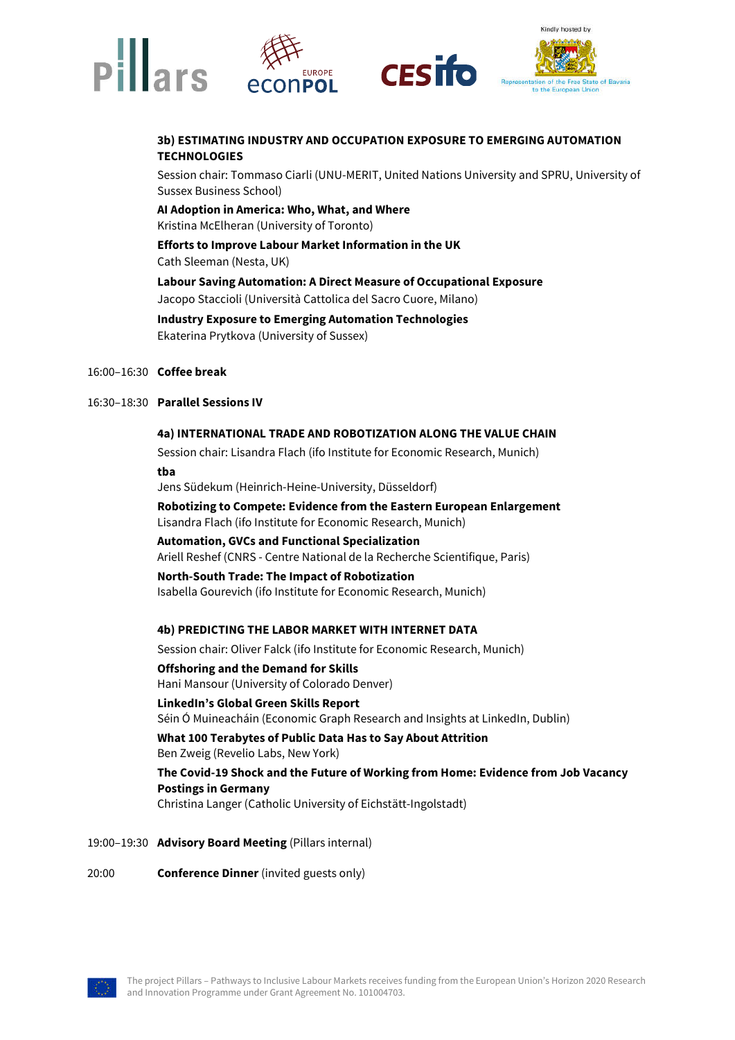**3b) ESTIMATING INDUSTRY AND OCCUPATION EXPOSURE TO EMERGING AUTOMATION TECHNOLOGIES**

Session chair: Tommaso Ciarli (UNU-MERIT, United Nations University and SPRU, University of Sussex Business School)

**AI Adoption in America: Who, What, and Where**
Kristina McElheran (University of Toronto)

**Efforts to Improve Labour Market Information in the UK**
Cath Sleeman (Nesta, UK)

**Labour Saving Automation: A Direct Measure of Occupational Exposure**
Jacopo Staccioli (Università Cattolica del Sacro Cuore, Milano)

**Industry Exposure to Emerging Automation Technologies**
Ekaterina Prytkova (University of Sussex)

16:00–16:30 **Coffee break**

16:30–18:30 **Parallel Sessions IV**

**4a) INTERNATIONAL TRADE AND ROBOTIZATION ALONG THE VALUE CHAIN**

Session chair: Lisandra Flach (ifo Institute for Economic Research, Munich)

**tba**
Jens Südekum (Heinrich-Heine-University, Düsseldorf)

**Robotizing to Compete: Evidence from the Eastern European Enlargement**
Lisandra Flach (ifo Institute for Economic Research, Munich)

**Automation, GVCs and Functional Specialization**
Ariell Reshef (CNRS - Centre National de la Recherche Scientifique, Paris)

**North-South Trade: The Impact of Robotization**
Isabella Gourevich (ifo Institute for Economic Research, Munich)

**4b) PREDICTING THE LABOR MARKET WITH INTERNET DATA**

Session chair: Oliver Falck (ifo Institute for Economic Research, Munich)

**Offshoring and the Demand for Skills**
Hani Mansour (University of Colorado Denver)

**LinkedIn's Global Green Skills Report**
Séin Ó Muineacháin (Economic Graph Research and Insights at LinkedIn, Dublin)

**What 100 Terabytes of Public Data Has to Say About Attrition**
Ben Zweig (Revelio Labs, New York)

**The Covid-19 Shock and the Future of Working from Home: Evidence from Job Vacancy Postings in Germany**
Christina Langer (Catholic University of Eichstätt-Ingolstadt)

19:00–19:30 **Advisory Board Meeting** (Pillars internal)

20:00 **Conference Dinner** (invited guests only)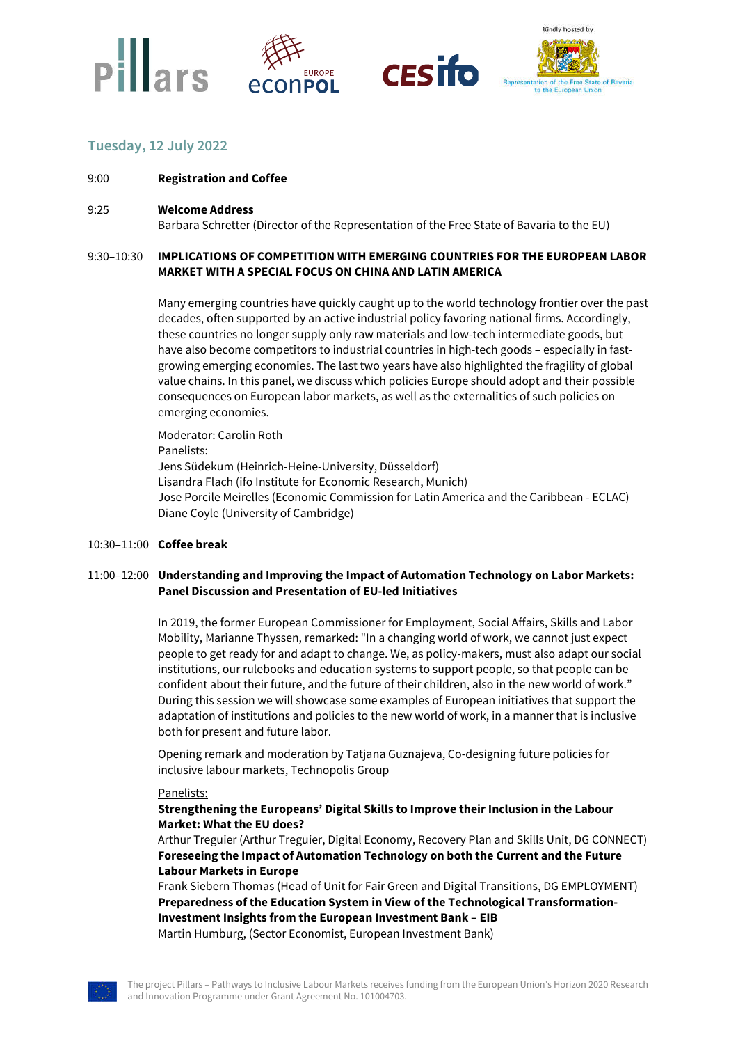Kindly hosted by

Representation of the Free State of Bavaria to the European Union

## Tuesday, 12 July 2022

9:00 **Registration and Coffee**

9:25 **Welcome Address**
Barbara Schretter (Director of the Representation of the Free State of Bavaria to the EU)

9:30–10:30 **IMPLICATIONS OF COMPETITION WITH EMERGING COUNTRIES FOR THE EUROPEAN LABOR MARKET WITH A SPECIAL FOCUS ON CHINA AND LATIN AMERICA**

Many emerging countries have quickly caught up to the world technology frontier over the past decades, often supported by an active industrial policy favoring national firms. Accordingly, these countries no longer supply only raw materials and low-tech intermediate goods, but have also become competitors to industrial countries in high-tech goods – especially in fast-growing emerging economies. The last two years have also highlighted the fragility of global value chains. In this panel, we discuss which policies Europe should adopt and their possible consequences on European labor markets, as well as the externalities of such policies on emerging economies.

Moderator: Carolin Roth
Panelists:
Jens Südekum (Heinrich-Heine-University, Düsseldorf)
Lisandra Flach (ifo Institute for Economic Research, Munich)
Jose Porcile Meirelles (Economic Commission for Latin America and the Caribbean - ECLAC)
Diane Coyle (University of Cambridge)

10:30–11:00 **Coffee break**

11:00–12:00 **Understanding and Improving the Impact of Automation Technology on Labor Markets: Panel Discussion and Presentation of EU-led Initiatives**

In 2019, the former European Commissioner for Employment, Social Affairs, Skills and Labor Mobility, Marianne Thyssen, remarked: "In a changing world of work, we cannot just expect people to get ready for and adapt to change. We, as policy-makers, must also adapt our social institutions, our rulebooks and education systems to support people, so that people can be confident about their future, and the future of their children, also in the new world of work." During this session we will showcase some examples of European initiatives that support the adaptation of institutions and policies to the new world of work, in a manner that is inclusive both for present and future labor.

Opening remark and moderation by Tatjana Guznajeva, Co-designing future policies for inclusive labour markets, Technopolis Group

Panelists:

**Strengthening the Europeans' Digital Skills to Improve their Inclusion in the Labour Market: What the EU does?**
Arthur Treguier (Arthur Treguier, Digital Economy, Recovery Plan and Skills Unit, DG CONNECT)

**Foreseeing the Impact of Automation Technology on both the Current and the Future Labour Markets in Europe**
Frank Siebern Thomas (Head of Unit for Fair Green and Digital Transitions, DG EMPLOYMENT)

**Preparedness of the Education System in View of the Technological Transformation-Investment Insights from the European Investment Bank – EIB**
Martin Humburg, (Sector Economist, European Investment Bank)

The project Pillars – Pathways to Inclusive Labour Markets receives funding from the European Union's Horizon 2020 Research and Innovation Programme under Grant Agreement No. 101004703.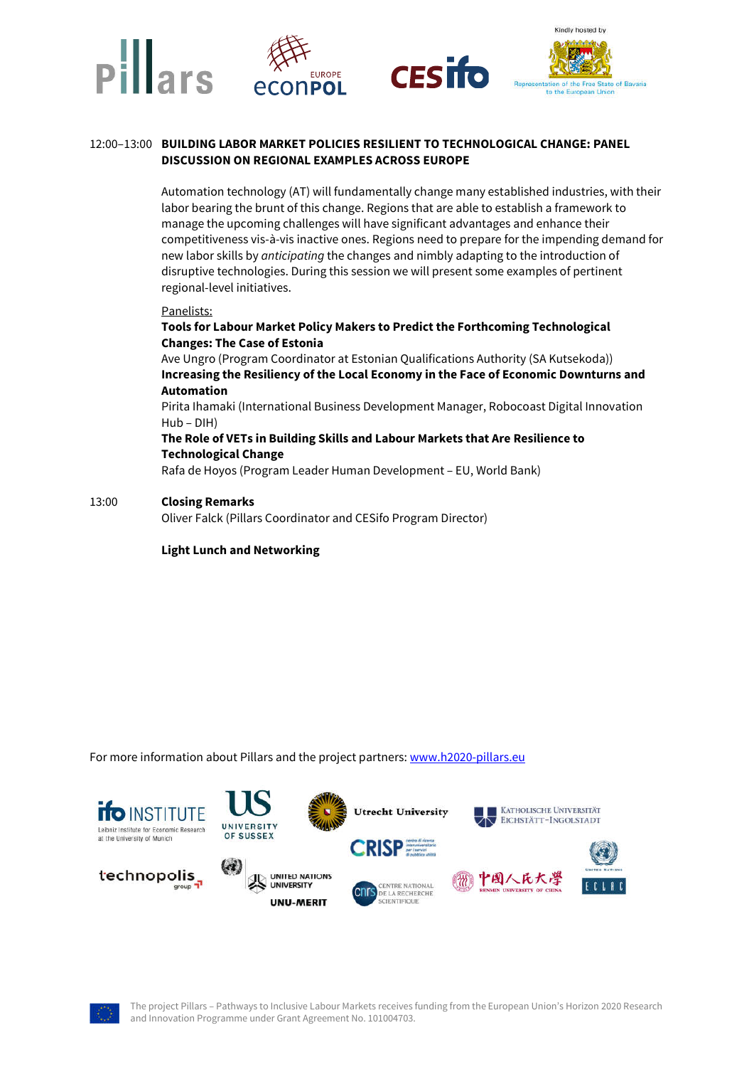12:00–13:00 **BUILDING LABOR MARKET POLICIES RESILIENT TO TECHNOLOGICAL CHANGE: PANEL DISCUSSION ON REGIONAL EXAMPLES ACROSS EUROPE**

Automation technology (AT) will fundamentally change many established industries, with their labor bearing the brunt of this change. Regions that are able to establish a framework to manage the upcoming challenges will have significant advantages and enhance their competitiveness vis-à-vis inactive ones. Regions need to prepare for the impending demand for new labor skills by *anticipating* the changes and nimbly adapting to the introduction of disruptive technologies. During this session we will present some examples of pertinent regional-level initiatives.

Panelists:

**Tools for Labour Market Policy Makers to Predict the Forthcoming Technological Changes: The Case of Estonia**
Ave Ungro (Program Coordinator at Estonian Qualifications Authority (SA Kutsekoda))

**Increasing the Resiliency of the Local Economy in the Face of Economic Downturns and Automation**
Pirita Ihamaki (International Business Development Manager, Robocoast Digital Innovation Hub – DIH)

**The Role of VETs in Building Skills and Labour Markets that Are Resilience to Technological Change**
Rafa de Hoyos (Program Leader Human Development – EU, World Bank)

13:00 **Closing Remarks**
Oliver Falck (Pillars Coordinator and CESifo Program Director)

**Light Lunch and Networking**

For more information about Pillars and the project partners: www.h2020-pillars.eu

The project Pillars – Pathways to Inclusive Labour Markets receives funding from the European Union's Horizon 2020 Research and Innovation Programme under Grant Agreement No. 101004703.